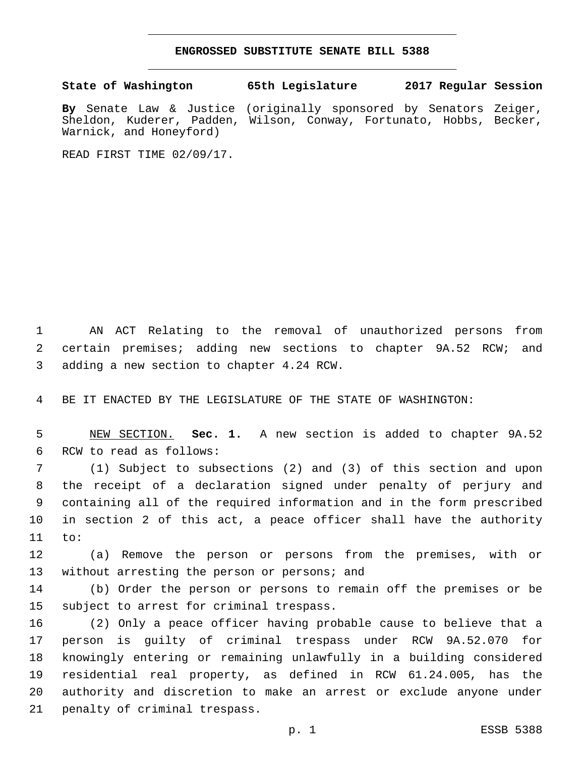# ENGROSSED SUBSTITUTE SENATE BILL 5388

**State of Washington 65th Legislature 2017 Regular Session**

**By** Senate Law & Justice (originally sponsored by Senators Zeiger, Sheldon, Kuderer, Padden, Wilson, Conway, Fortunato, Hobbs, Becker, Warnick, and Honeyford)

READ FIRST TIME 02/09/17.

AN ACT Relating to the removal of unauthorized persons from certain premises; adding new sections to chapter 9A.52 RCW; and adding a new section to chapter 4.24 RCW.

BE IT ENACTED BY THE LEGISLATURE OF THE STATE OF WASHINGTON:

NEW SECTION. **Sec. 1.** A new section is added to chapter 9A.52 RCW to read as follows:

(1) Subject to subsections (2) and (3) of this section and upon the receipt of a declaration signed under penalty of perjury and containing all of the required information and in the form prescribed in section 2 of this act, a peace officer shall have the authority to:

(a) Remove the person or persons from the premises, with or without arresting the person or persons; and

(b) Order the person or persons to remain off the premises or be subject to arrest for criminal trespass.

(2) Only a peace officer having probable cause to believe that a person is guilty of criminal trespass under RCW 9A.52.070 for knowingly entering or remaining unlawfully in a building considered residential real property, as defined in RCW 61.24.005, has the authority and discretion to make an arrest or exclude anyone under penalty of criminal trespass.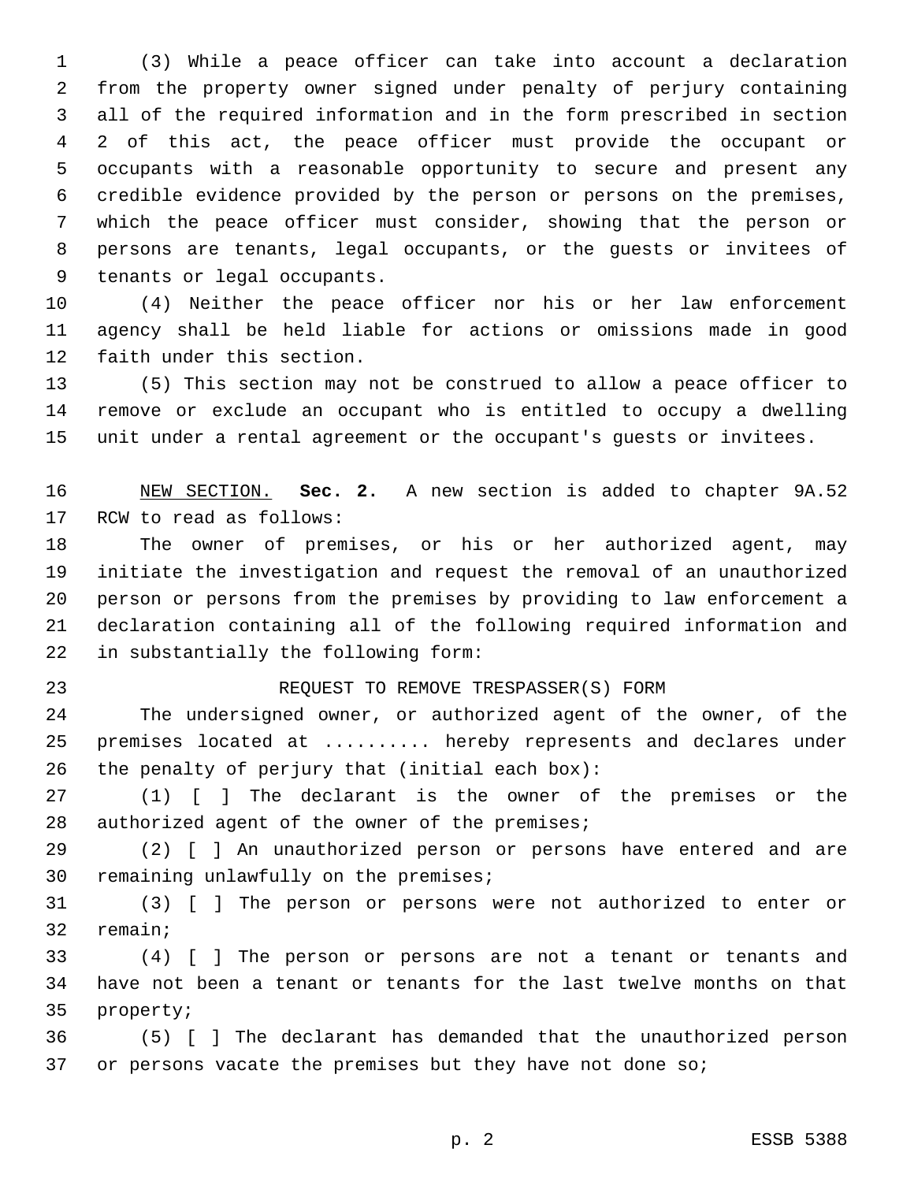(3) While a peace officer can take into account a declaration from the property owner signed under penalty of perjury containing all of the required information and in the form prescribed in section 2 of this act, the peace officer must provide the occupant or occupants with a reasonable opportunity to secure and present any credible evidence provided by the person or persons on the premises, which the peace officer must consider, showing that the person or persons are tenants, legal occupants, or the guests or invitees of tenants or legal occupants.

(4) Neither the peace officer nor his or her law enforcement agency shall be held liable for actions or omissions made in good faith under this section.

(5) This section may not be construed to allow a peace officer to remove or exclude an occupant who is entitled to occupy a dwelling unit under a rental agreement or the occupant's guests or invitees.

NEW SECTION. **Sec. 2.** A new section is added to chapter 9A.52 RCW to read as follows:

The owner of premises, or his or her authorized agent, may initiate the investigation and request the removal of an unauthorized person or persons from the premises by providing to law enforcement a declaration containing all of the following required information and in substantially the following form:

REQUEST TO REMOVE TRESPASSER(S) FORM

The undersigned owner, or authorized agent of the owner, of the premises located at .......... hereby represents and declares under the penalty of perjury that (initial each box):

(1) [ ] The declarant is the owner of the premises or the authorized agent of the owner of the premises;

(2) [ ] An unauthorized person or persons have entered and are remaining unlawfully on the premises;

(3) [ ] The person or persons were not authorized to enter or remain;

(4) [ ] The person or persons are not a tenant or tenants and have not been a tenant or tenants for the last twelve months on that property;

(5) [ ] The declarant has demanded that the unauthorized person or persons vacate the premises but they have not done so;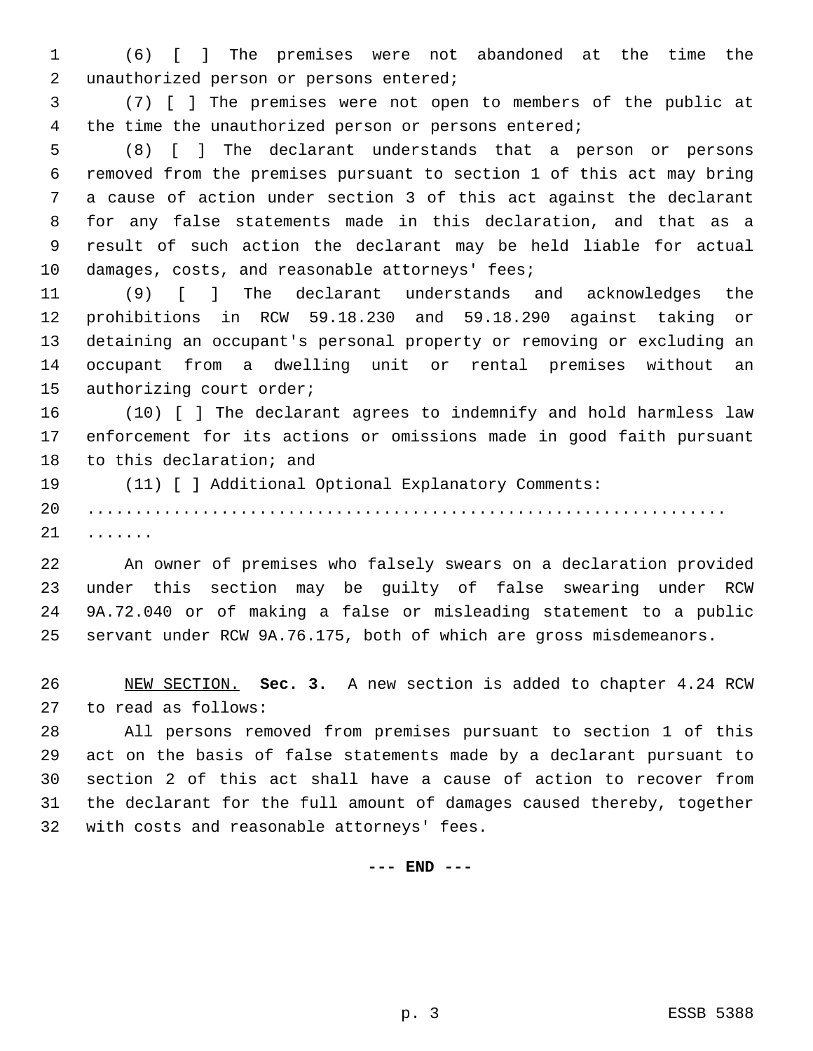(6) [ ] The premises were not abandoned at the time the unauthorized person or persons entered;

(7) [ ] The premises were not open to members of the public at the time the unauthorized person or persons entered;

(8) [ ] The declarant understands that a person or persons removed from the premises pursuant to section 1 of this act may bring a cause of action under section 3 of this act against the declarant for any false statements made in this declaration, and that as a result of such action the declarant may be held liable for actual damages, costs, and reasonable attorneys' fees;

(9) [ ] The declarant understands and acknowledges the prohibitions in RCW 59.18.230 and 59.18.290 against taking or detaining an occupant's personal property or removing or excluding an occupant from a dwelling unit or rental premises without an authorizing court order;

(10) [ ] The declarant agrees to indemnify and hold harmless law enforcement for its actions or omissions made in good faith pursuant to this declaration; and

(11) [ ] Additional Optional Explanatory Comments:

..................................................................
.......

An owner of premises who falsely swears on a declaration provided under this section may be guilty of false swearing under RCW 9A.72.040 or of making a false or misleading statement to a public servant under RCW 9A.76.175, both of which are gross misdemeanors.

NEW SECTION. **Sec. 3.** A new section is added to chapter 4.24 RCW to read as follows:

All persons removed from premises pursuant to section 1 of this act on the basis of false statements made by a declarant pursuant to section 2 of this act shall have a cause of action to recover from the declarant for the full amount of damages caused thereby, together with costs and reasonable attorneys' fees.

**--- END ---**